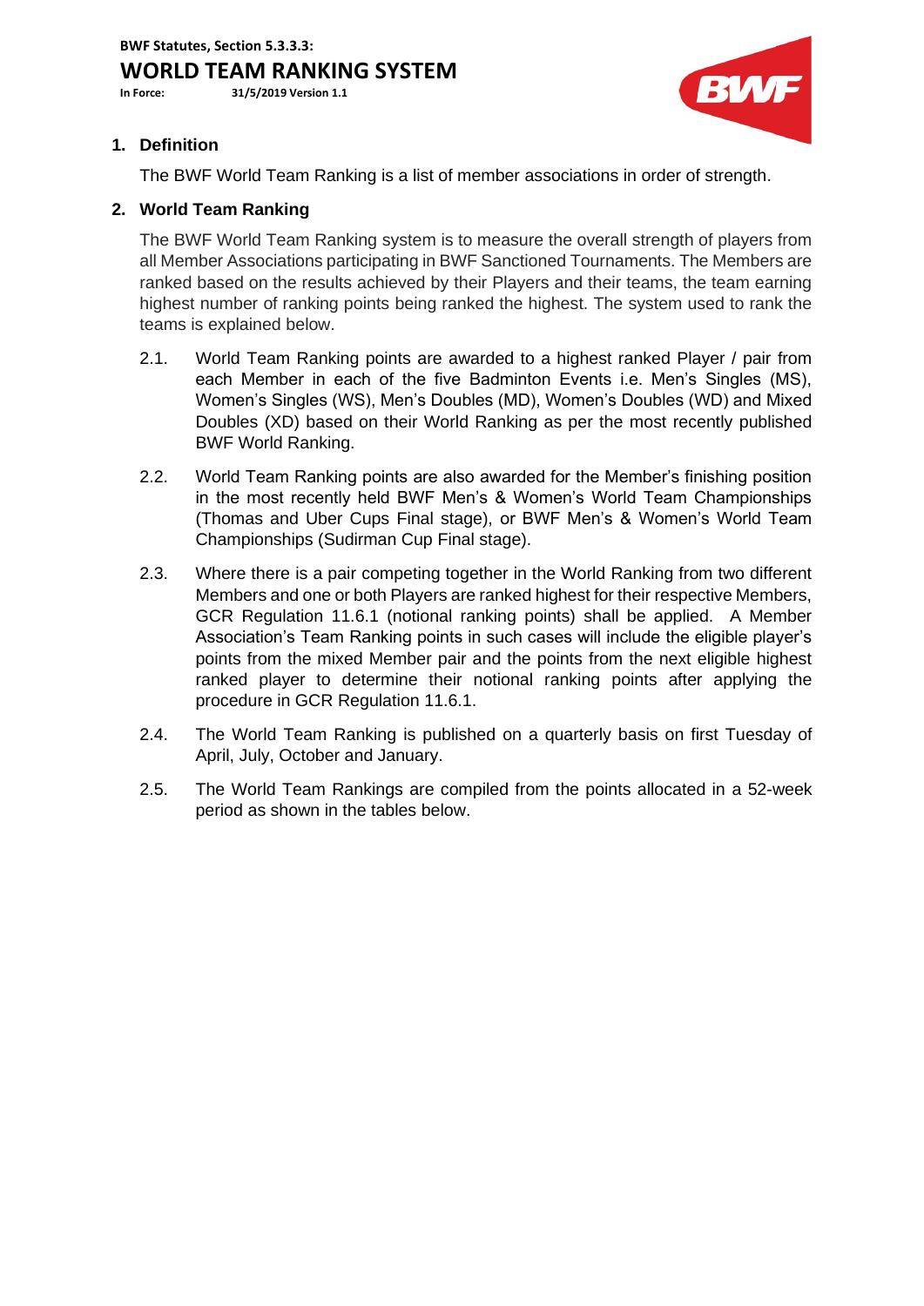**BWF Statutes, Section 5.3.3.3:**

# WORLD TEAM RANKING SYSTEM

**In Force:** 31/5/2019 Version 1.1

## 1. Definition

The BWF World Team Ranking is a list of member associations in order of strength.

## 2. World Team Ranking

The BWF World Team Ranking system is to measure the overall strength of players from all Member Associations participating in BWF Sanctioned Tournaments. The Members are ranked based on the results achieved by their Players and their teams, the team earning highest number of ranking points being ranked the highest. The system used to rank the teams is explained below.

2.1. World Team Ranking points are awarded to a highest ranked Player / pair from each Member in each of the five Badminton Events i.e. Men's Singles (MS), Women's Singles (WS), Men's Doubles (MD), Women's Doubles (WD) and Mixed Doubles (XD) based on their World Ranking as per the most recently published BWF World Ranking.

2.2. World Team Ranking points are also awarded for the Member's finishing position in the most recently held BWF Men's & Women's World Team Championships (Thomas and Uber Cups Final stage), or BWF Men's & Women's World Team Championships (Sudirman Cup Final stage).

2.3. Where there is a pair competing together in the World Ranking from two different Members and one or both Players are ranked highest for their respective Members, GCR Regulation 11.6.1 (notional ranking points) shall be applied. A Member Association's Team Ranking points in such cases will include the eligible player's points from the mixed Member pair and the points from the next eligible highest ranked player to determine their notional ranking points after applying the procedure in GCR Regulation 11.6.1.

2.4. The World Team Ranking is published on a quarterly basis on first Tuesday of April, July, October and January.

2.5. The World Team Rankings are compiled from the points allocated in a 52-week period as shown in the tables below.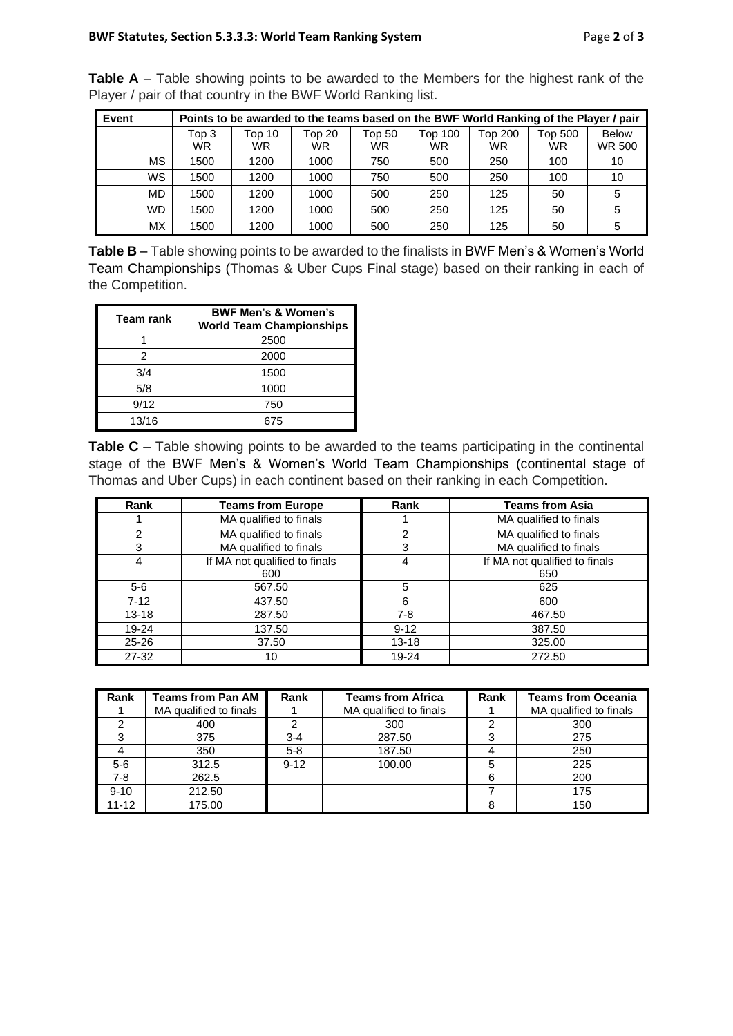**Table A** – Table showing points to be awarded to the Members for the highest rank of the Player / pair of that country in the BWF World Ranking list.

| Event | Points to be awarded to the teams based on the BWF World Ranking of the Player / pair | | | | | | | |
|---|---|---|---|---|---|---|---|---|
| | Top 3 WR | Top 10 WR | Top 20 WR | Top 50 WR | Top 100 WR | Top 200 WR | Top 500 WR | Below WR 500 |
| MS | 1500 | 1200 | 1000 | 750 | 500 | 250 | 100 | 10 |
| WS | 1500 | 1200 | 1000 | 750 | 500 | 250 | 100 | 10 |
| MD | 1500 | 1200 | 1000 | 500 | 250 | 125 | 50 | 5 |
| WD | 1500 | 1200 | 1000 | 500 | 250 | 125 | 50 | 5 |
| MX | 1500 | 1200 | 1000 | 500 | 250 | 125 | 50 | 5 |

**Table B** – Table showing points to be awarded to the finalists in BWF Men's & Women's World Team Championships (Thomas & Uber Cups Final stage) based on their ranking in each of the Competition.

| Team rank | BWF Men's & Women's World Team Championships |
|---|---|
| 1 | 2500 |
| 2 | 2000 |
| 3/4 | 1500 |
| 5/8 | 1000 |
| 9/12 | 750 |
| 13/16 | 675 |

**Table C** – Table showing points to be awarded to the teams participating in the continental stage of the BWF Men's & Women's World Team Championships (continental stage of Thomas and Uber Cups) in each continent based on their ranking in each Competition.

| Rank | Teams from Europe | Rank | Teams from Asia |
|---|---|---|---|
| 1 | MA qualified to finals | 1 | MA qualified to finals |
| 2 | MA qualified to finals | 2 | MA qualified to finals |
| 3 | MA qualified to finals | 3 | MA qualified to finals |
| 4 | If MA not qualified to finals 600 | 4 | If MA not qualified to finals 650 |
| 5-6 | 567.50 | 5 | 625 |
| 7-12 | 437.50 | 6 | 600 |
| 13-18 | 287.50 | 7-8 | 467.50 |
| 19-24 | 137.50 | 9-12 | 387.50 |
| 25-26 | 37.50 | 13-18 | 325.00 |
| 27-32 | 10 | 19-24 | 272.50 |

| Rank | Teams from Pan AM | Rank | Teams from Africa | Rank | Teams from Oceania |
|---|---|---|---|---|---|
| 1 | MA qualified to finals | 1 | MA qualified to finals | 1 | MA qualified to finals |
| 2 | 400 | 2 | 300 | 2 | 300 |
| 3 | 375 | 3-4 | 287.50 | 3 | 275 |
| 4 | 350 | 5-8 | 187.50 | 4 | 250 |
| 5-6 | 312.5 | 9-12 | 100.00 | 5 | 225 |
| 7-8 | 262.5 | | | 6 | 200 |
| 9-10 | 212.50 | | | 7 | 175 |
| 11-12 | 175.00 | | | 8 | 150 |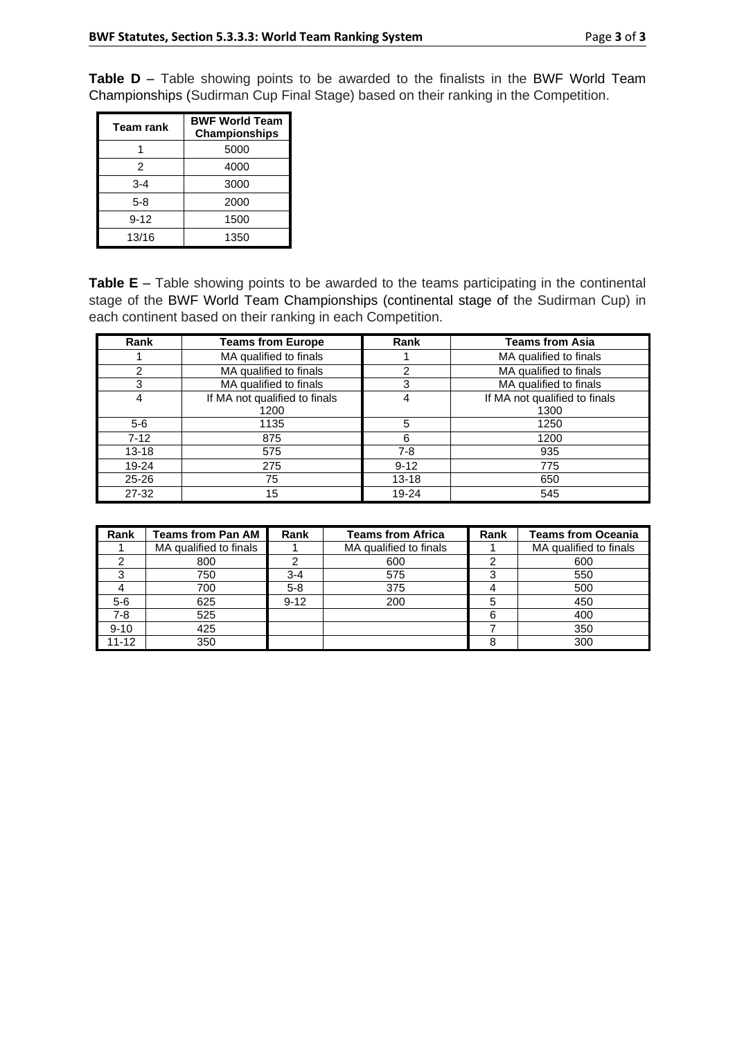**Table D** – Table showing points to be awarded to the finalists in the BWF World Team Championships (Sudirman Cup Final Stage) based on their ranking in the Competition.

| Team rank | BWF World Team Championships |
|---|---|
| 1 | 5000 |
| 2 | 4000 |
| 3-4 | 3000 |
| 5-8 | 2000 |
| 9-12 | 1500 |
| 13/16 | 1350 |

**Table E** – Table showing points to be awarded to the teams participating in the continental stage of the BWF World Team Championships (continental stage of the Sudirman Cup) in each continent based on their ranking in each Competition.

| Rank | Teams from Europe | Rank | Teams from Asia |
|---|---|---|---|
| 1 | MA qualified to finals | 1 | MA qualified to finals |
| 2 | MA qualified to finals | 2 | MA qualified to finals |
| 3 | MA qualified to finals | 3 | MA qualified to finals |
| 4 | If MA not qualified to finals 1200 | 4 | If MA not qualified to finals 1300 |
| 5-6 | 1135 | 5 | 1250 |
| 7-12 | 875 | 6 | 1200 |
| 13-18 | 575 | 7-8 | 935 |
| 19-24 | 275 | 9-12 | 775 |
| 25-26 | 75 | 13-18 | 650 |
| 27-32 | 15 | 19-24 | 545 |

| Rank | Teams from Pan AM | Rank | Teams from Africa | Rank | Teams from Oceania |
|---|---|---|---|---|---|
| 1 | MA qualified to finals | 1 | MA qualified to finals | 1 | MA qualified to finals |
| 2 | 800 | 2 | 600 | 2 | 600 |
| 3 | 750 | 3-4 | 575 | 3 | 550 |
| 4 | 700 | 5-8 | 375 | 4 | 500 |
| 5-6 | 625 | 9-12 | 200 | 5 | 450 |
| 7-8 | 525 | | | 6 | 400 |
| 9-10 | 425 | | | 7 | 350 |
| 11-12 | 350 | | | 8 | 300 |